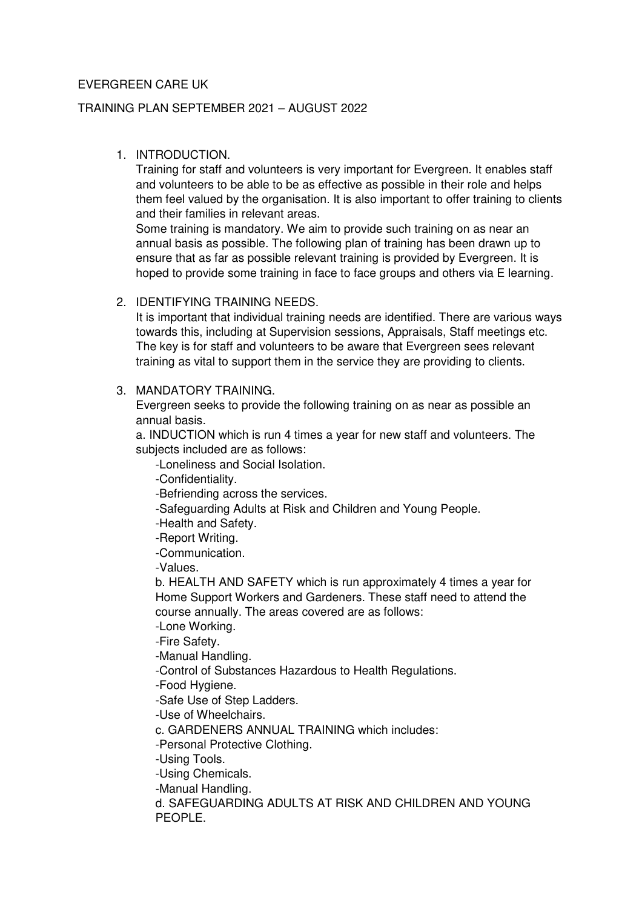EVERGREEN CARE UK

TRAINING PLAN SEPTEMBER 2021 – AUGUST 2022

1. INTRODUCTION.

   Training for staff and volunteers is very important for Evergreen. It enables staff and volunteers to be able to be as effective as possible in their role and helps them feel valued by the organisation. It is also important to offer training to clients and their families in relevant areas.

   Some training is mandatory. We aim to provide such training on as near an annual basis as possible. The following plan of training has been drawn up to ensure that as far as possible relevant training is provided by Evergreen. It is hoped to provide some training in face to face groups and others via E learning.

2. IDENTIFYING TRAINING NEEDS.

   It is important that individual training needs are identified. There are various ways towards this, including at Supervision sessions, Appraisals, Staff meetings etc. The key is for staff and volunteers to be aware that Evergreen sees relevant training as vital to support them in the service they are providing to clients.

3. MANDATORY TRAINING.

   Evergreen seeks to provide the following training on as near as possible an annual basis.

   a. INDUCTION which is run 4 times a year for new staff and volunteers. The subjects included are as follows:

   - Loneliness and Social Isolation.
   - Confidentiality.
   - Befriending across the services.
   - Safeguarding Adults at Risk and Children and Young People.
   - Health and Safety.
   - Report Writing.
   - Communication.
   - Values.

   b. HEALTH AND SAFETY which is run approximately 4 times a year for Home Support Workers and Gardeners. These staff need to attend the course annually. The areas covered are as follows:

   - Lone Working.
   - Fire Safety.
   - Manual Handling.
   - Control of Substances Hazardous to Health Regulations.
   - Food Hygiene.
   - Safe Use of Step Ladders.
   - Use of Wheelchairs.

   c. GARDENERS ANNUAL TRAINING which includes:

   - Personal Protective Clothing.
   - Using Tools.
   - Using Chemicals.
   - Manual Handling.

   d. SAFEGUARDING ADULTS AT RISK AND CHILDREN AND YOUNG PEOPLE.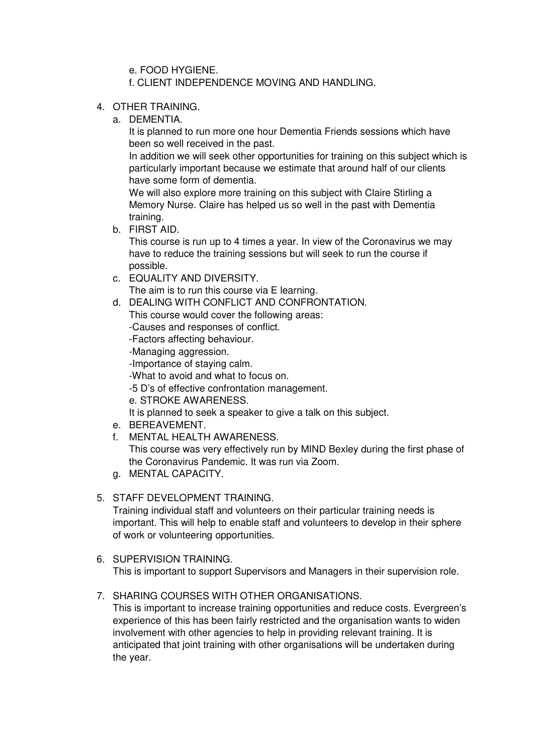e. FOOD HYGIENE.

f. CLIENT INDEPENDENCE MOVING AND HANDLING.

4. OTHER TRAINING.

   a. DEMENTIA.

      It is planned to run more one hour Dementia Friends sessions which have been so well received in the past.

      In addition we will seek other opportunities for training on this subject which is particularly important because we estimate that around half of our clients have some form of dementia.

      We will also explore more training on this subject with Claire Stirling a Memory Nurse. Claire has helped us so well in the past with Dementia training.

   b. FIRST AID.

      This course is run up to 4 times a year. In view of the Coronavirus we may have to reduce the training sessions but will seek to run the course if possible.

   c. EQUALITY AND DIVERSITY.

      The aim is to run this course via E learning.

   d. DEALING WITH CONFLICT AND CONFRONTATION.

      This course would cover the following areas:

      -Causes and responses of conflict.

      -Factors affecting behaviour.

      -Managing aggression.

      -Importance of staying calm.

      -What to avoid and what to focus on.

      -5 D's of effective confrontation management.

      e. STROKE AWARENESS.

      It is planned to seek a speaker to give a talk on this subject.

   e. BEREAVEMENT.

   f. MENTAL HEALTH AWARENESS.

      This course was very effectively run by MIND Bexley during the first phase of the Coronavirus Pandemic. It was run via Zoom.

   g. MENTAL CAPACITY.

5. STAFF DEVELOPMENT TRAINING.

   Training individual staff and volunteers on their particular training needs is important. This will help to enable staff and volunteers to develop in their sphere of work or volunteering opportunities.

6. SUPERVISION TRAINING.

   This is important to support Supervisors and Managers in their supervision role.

7. SHARING COURSES WITH OTHER ORGANISATIONS.

   This is important to increase training opportunities and reduce costs. Evergreen's experience of this has been fairly restricted and the organisation wants to widen involvement with other agencies to help in providing relevant training. It is anticipated that joint training with other organisations will be undertaken during the year.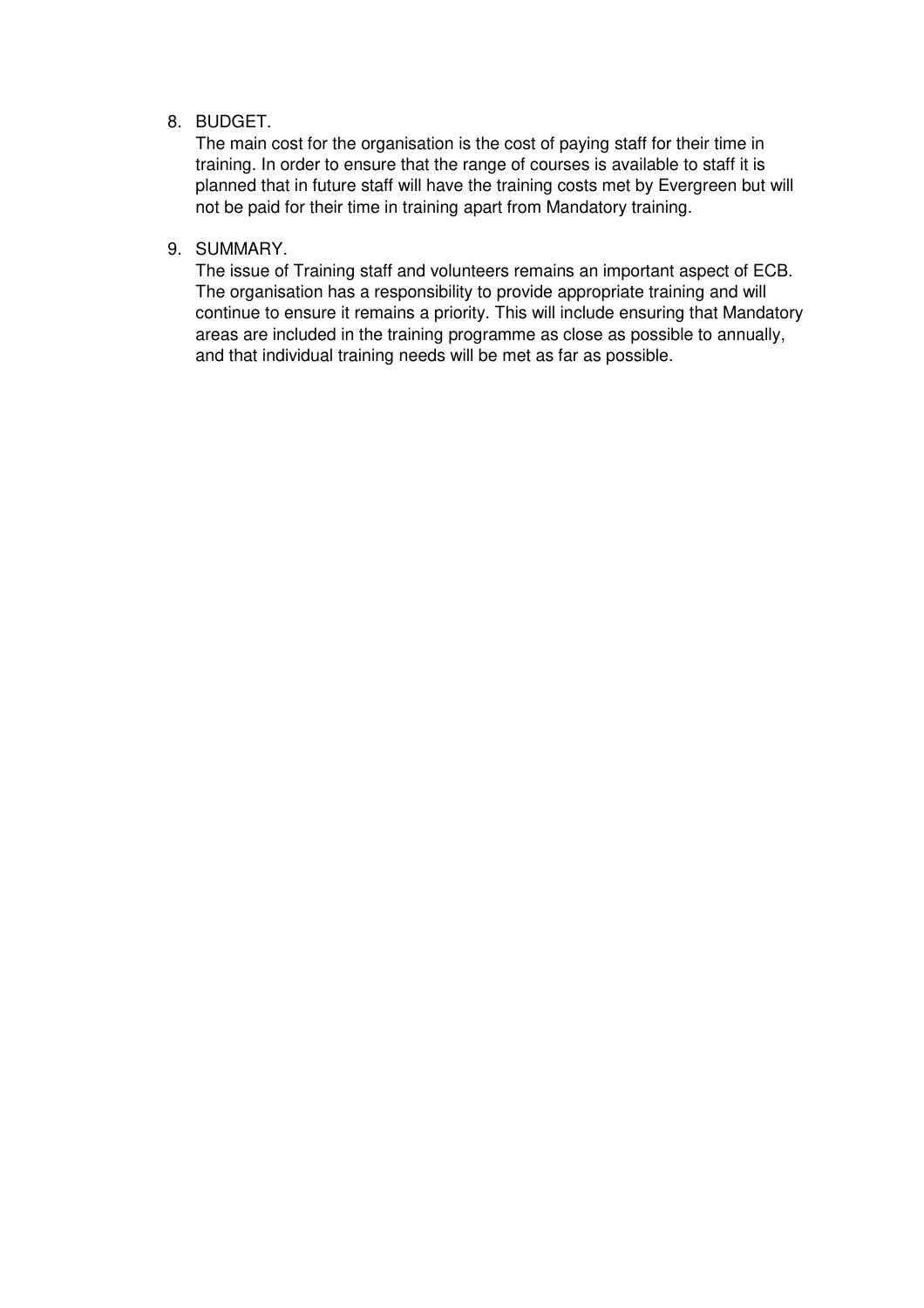8. BUDGET.

   The main cost for the organisation is the cost of paying staff for their time in training. In order to ensure that the range of courses is available to staff it is planned that in future staff will have the training costs met by Evergreen but will not be paid for their time in training apart from Mandatory training.

9. SUMMARY.

   The issue of Training staff and volunteers remains an important aspect of ECB. The organisation has a responsibility to provide appropriate training and will continue to ensure it remains a priority. This will include ensuring that Mandatory areas are included in the training programme as close as possible to annually, and that individual training needs will be met as far as possible.